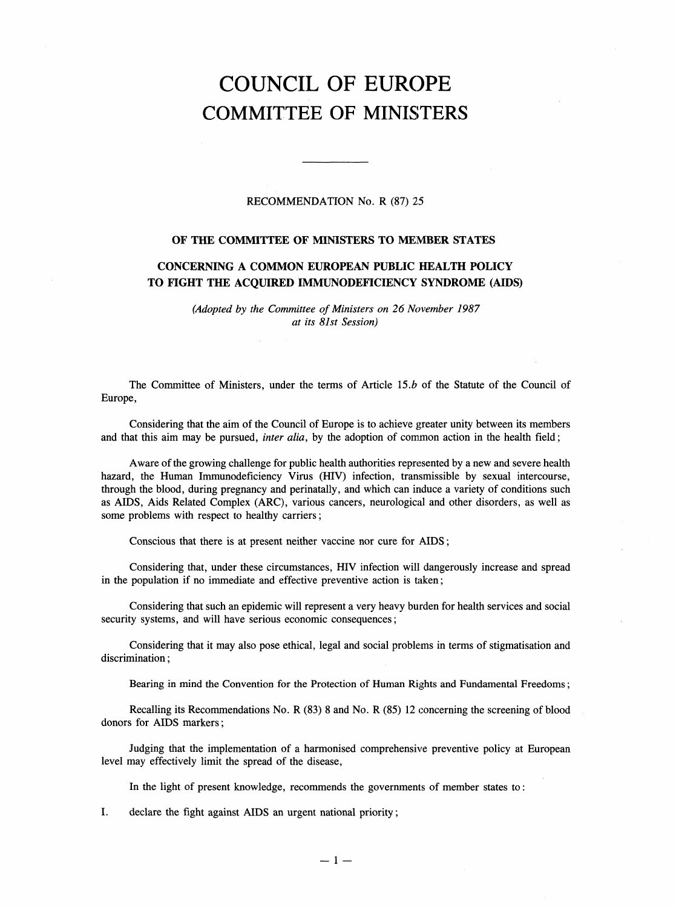# COUNCIL OF EUROPE
# COMMITTEE OF MINISTERS

---

RECOMMENDATION No. R (87) 25

## OF THE COMMITTEE OF MINISTERS TO MEMBER STATES

## CONCERNING A COMMON EUROPEAN PUBLIC HEALTH POLICY TO FIGHT THE ACQUIRED IMMUNODEFICIENCY SYNDROME (AIDS)

*(Adopted by the Committee of Ministers on 26 November 1987 at its 81st Session)*

The Committee of Ministers, under the terms of Article 15.*b* of the Statute of the Council of Europe,

Considering that the aim of the Council of Europe is to achieve greater unity between its members and that this aim may be pursued, *inter alia*, by the adoption of common action in the health field;

Aware of the growing challenge for public health authorities represented by a new and severe health hazard, the Human Immunodeficiency Virus (HIV) infection, transmissible by sexual intercourse, through the blood, during pregnancy and perinatally, and which can induce a variety of conditions such as AIDS, Aids Related Complex (ARC), various cancers, neurological and other disorders, as well as some problems with respect to healthy carriers;

Conscious that there is at present neither vaccine nor cure for AIDS;

Considering that, under these circumstances, HIV infection will dangerously increase and spread in the population if no immediate and effective preventive action is taken;

Considering that such an epidemic will represent a very heavy burden for health services and social security systems, and will have serious economic consequences;

Considering that it may also pose ethical, legal and social problems in terms of stigmatisation and discrimination;

Bearing in mind the Convention for the Protection of Human Rights and Fundamental Freedoms;

Recalling its Recommendations No. R (83) 8 and No. R (85) 12 concerning the screening of blood donors for AIDS markers;

Judging that the implementation of a harmonised comprehensive preventive policy at European level may effectively limit the spread of the disease,

In the light of present knowledge, recommends the governments of member states to:

I. declare the fight against AIDS an urgent national priority;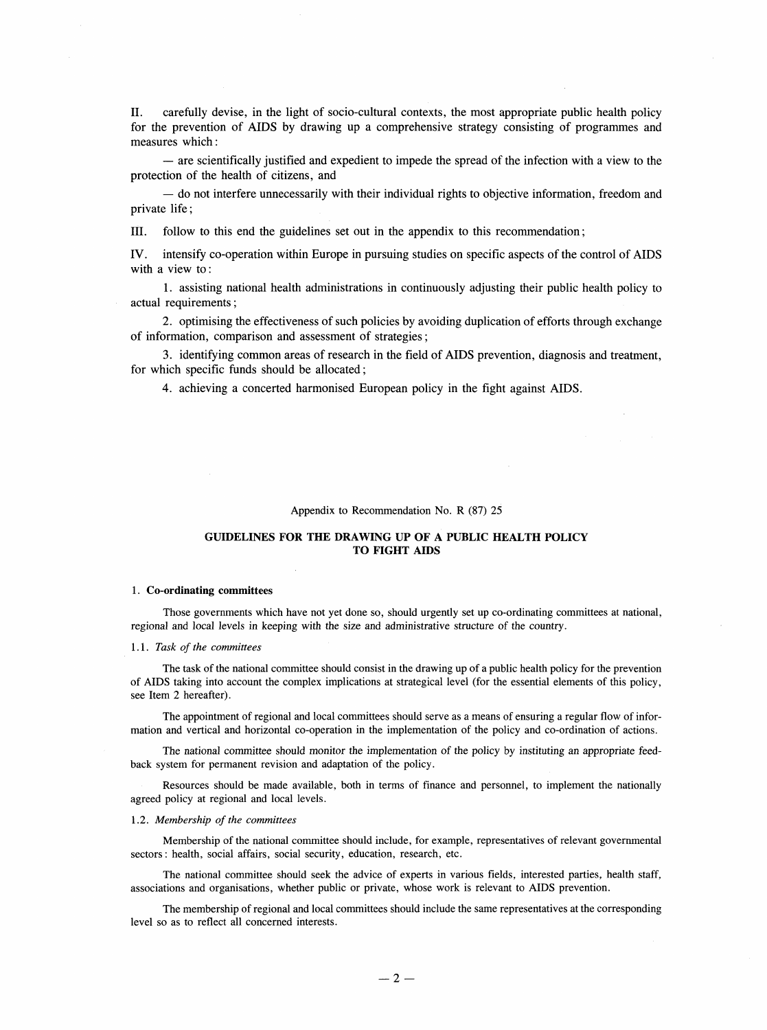II. carefully devise, in the light of socio-cultural contexts, the most appropriate public health policy for the prevention of AIDS by drawing up a comprehensive strategy consisting of programmes and measures which:

— are scientifically justified and expedient to impede the spread of the infection with a view to the protection of the health of citizens, and

— do not interfere unnecessarily with their individual rights to objective information, freedom and private life;

III. follow to this end the guidelines set out in the appendix to this recommendation;

IV. intensify co-operation within Europe in pursuing studies on specific aspects of the control of AIDS with a view to:

1. assisting national health administrations in continuously adjusting their public health policy to actual requirements;

2. optimising the effectiveness of such policies by avoiding duplication of efforts through exchange of information, comparison and assessment of strategies;

3. identifying common areas of research in the field of AIDS prevention, diagnosis and treatment, for which specific funds should be allocated;

4. achieving a concerted harmonised European policy in the fight against AIDS.

Appendix to Recommendation No. R (87) 25

## GUIDELINES FOR THE DRAWING UP OF A PUBLIC HEALTH POLICY TO FIGHT AIDS

### 1. Co-ordinating committees

Those governments which have not yet done so, should urgently set up co-ordinating committees at national, regional and local levels in keeping with the size and administrative structure of the country.

#### 1.1. *Task of the committees*

The task of the national committee should consist in the drawing up of a public health policy for the prevention of AIDS taking into account the complex implications at strategical level (for the essential elements of this policy, see Item 2 hereafter).

The appointment of regional and local committees should serve as a means of ensuring a regular flow of information and vertical and horizontal co-operation in the implementation of the policy and co-ordination of actions.

The national committee should monitor the implementation of the policy by instituting an appropriate feedback system for permanent revision and adaptation of the policy.

Resources should be made available, both in terms of finance and personnel, to implement the nationally agreed policy at regional and local levels.

#### 1.2. *Membership of the committees*

Membership of the national committee should include, for example, representatives of relevant governmental sectors: health, social affairs, social security, education, research, etc.

The national committee should seek the advice of experts in various fields, interested parties, health staff, associations and organisations, whether public or private, whose work is relevant to AIDS prevention.

The membership of regional and local committees should include the same representatives at the corresponding level so as to reflect all concerned interests.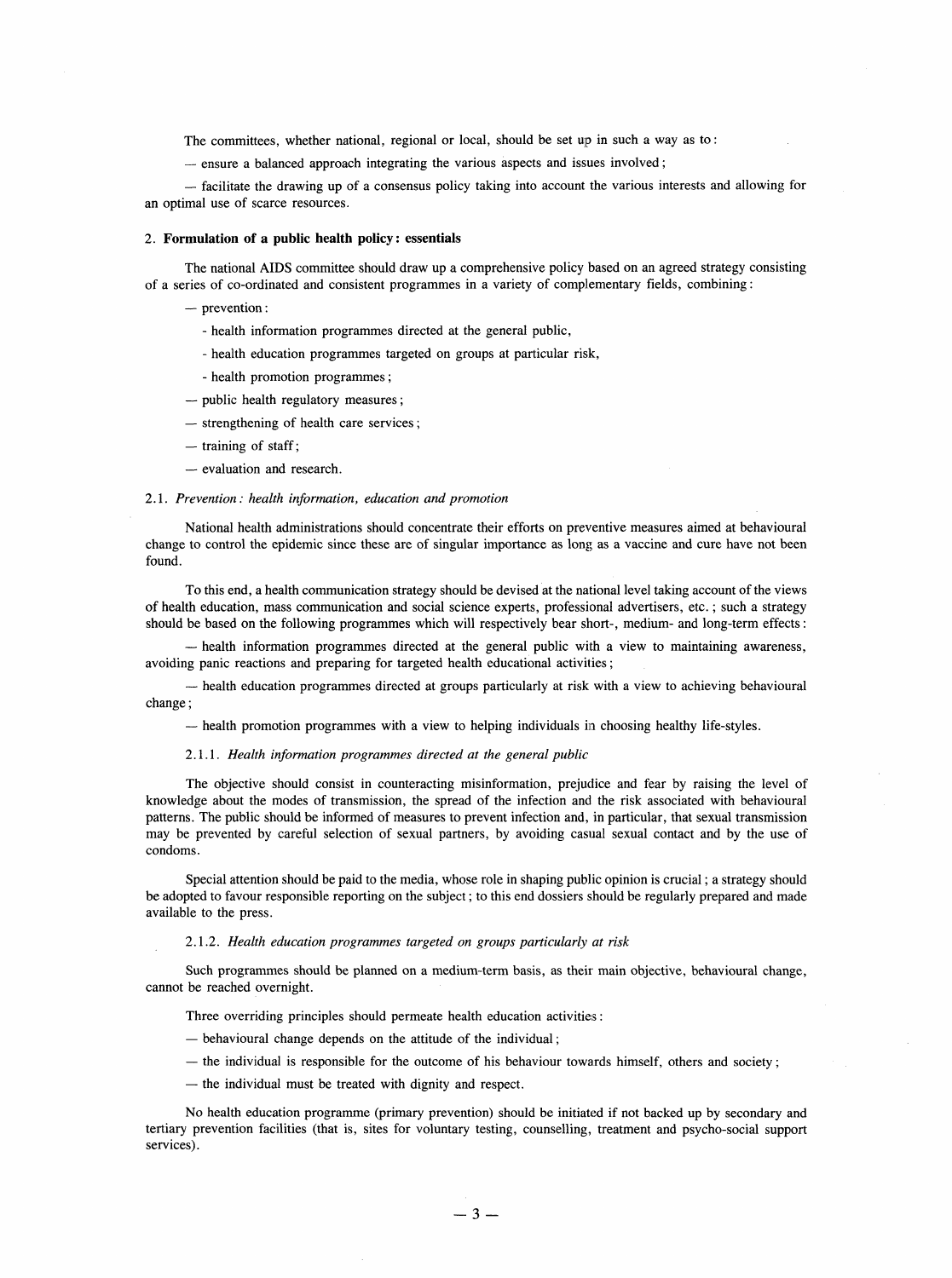The committees, whether national, regional or local, should be set up in such a way as to:

— ensure a balanced approach integrating the various aspects and issues involved;

— facilitate the drawing up of a consensus policy taking into account the various interests and allowing for an optimal use of scarce resources.

## 2. Formulation of a public health policy: essentials

The national AIDS committee should draw up a comprehensive policy based on an agreed strategy consisting of a series of co-ordinated and consistent programmes in a variety of complementary fields, combining:

— prevention:

- health information programmes directed at the general public,
- health education programmes targeted on groups at particular risk,
- health promotion programmes;

— public health regulatory measures;

— strengthening of health care services;

— training of staff;

— evaluation and research.

### 2.1. *Prevention: health information, education and promotion*

National health administrations should concentrate their efforts on preventive measures aimed at behavioural change to control the epidemic since these are of singular importance as long as a vaccine and cure have not been found.

To this end, a health communication strategy should be devised at the national level taking account of the views of health education, mass communication and social science experts, professional advertisers, etc.; such a strategy should be based on the following programmes which will respectively bear short-, medium- and long-term effects:

— health information programmes directed at the general public with a view to maintaining awareness, avoiding panic reactions and preparing for targeted health educational activities;

— health education programmes directed at groups particularly at risk with a view to achieving behavioural change;

— health promotion programmes with a view to helping individuals in choosing healthy life-styles.

#### 2.1.1. *Health information programmes directed at the general public*

The objective should consist in counteracting misinformation, prejudice and fear by raising the level of knowledge about the modes of transmission, the spread of the infection and the risk associated with behavioural patterns. The public should be informed of measures to prevent infection and, in particular, that sexual transmission may be prevented by careful selection of sexual partners, by avoiding casual sexual contact and by the use of condoms.

Special attention should be paid to the media, whose role in shaping public opinion is crucial; a strategy should be adopted to favour responsible reporting on the subject; to this end dossiers should be regularly prepared and made available to the press.

#### 2.1.2. *Health education programmes targeted on groups particularly at risk*

Such programmes should be planned on a medium-term basis, as their main objective, behavioural change, cannot be reached overnight.

Three overriding principles should permeate health education activities:

— behavioural change depends on the attitude of the individual;

— the individual is responsible for the outcome of his behaviour towards himself, others and society;

— the individual must be treated with dignity and respect.

No health education programme (primary prevention) should be initiated if not backed up by secondary and tertiary prevention facilities (that is, sites for voluntary testing, counselling, treatment and psycho-social support services).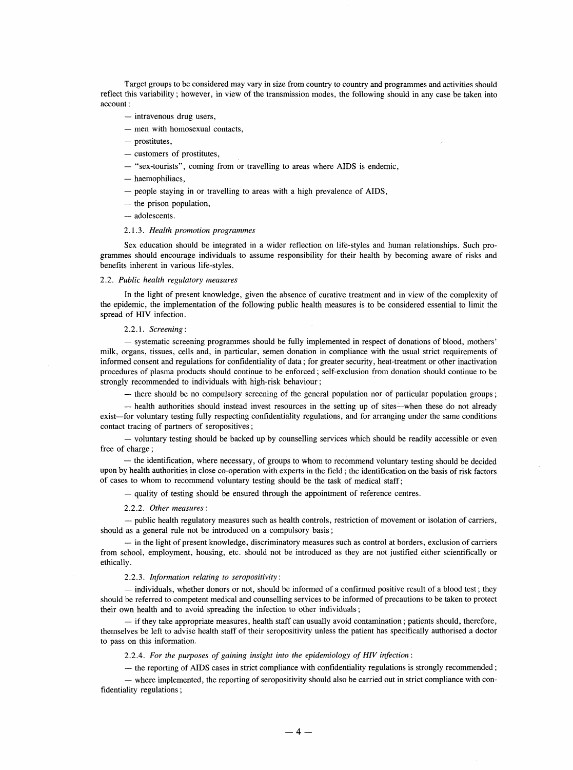Target groups to be considered may vary in size from country to country and programmes and activities should reflect this variability; however, in view of the transmission modes, the following should in any case be taken into account:

- intravenous drug users,
- men with homosexual contacts,
- prostitutes,
- customers of prostitutes,
- "sex-tourists", coming from or travelling to areas where AIDS is endemic,
- haemophiliacs,
- people staying in or travelling to areas with a high prevalence of AIDS,
- the prison population,
- adolescents.

2.1.3. *Health promotion programmes*

Sex education should be integrated in a wider reflection on life-styles and human relationships. Such programmes should encourage individuals to assume responsibility for their health by becoming aware of risks and benefits inherent in various life-styles.

2.2. *Public health regulatory measures*

In the light of present knowledge, given the absence of curative treatment and in view of the complexity of the epidemic, the implementation of the following public health measures is to be considered essential to limit the spread of HIV infection.

2.2.1. *Screening*:

- systematic screening programmes should be fully implemented in respect of donations of blood, mothers' milk, organs, tissues, cells and, in particular, semen donation in compliance with the usual strict requirements of informed consent and regulations for confidentiality of data; for greater security, heat-treatment or other inactivation procedures of plasma products should continue to be enforced; self-exclusion from donation should continue to be strongly recommended to individuals with high-risk behaviour;

- there should be no compulsory screening of the general population nor of particular population groups;

- health authorities should instead invest resources in the setting up of sites—when these do not already exist—for voluntary testing fully respecting confidentiality regulations, and for arranging under the same conditions contact tracing of partners of seropositives;

- voluntary testing should be backed up by counselling services which should be readily accessible or even free of charge;

- the identification, where necessary, of groups to whom to recommend voluntary testing should be decided upon by health authorities in close co-operation with experts in the field; the identification on the basis of risk factors of cases to whom to recommend voluntary testing should be the task of medical staff;

- quality of testing should be ensured through the appointment of reference centres.

2.2.2. *Other measures*:

- public health regulatory measures such as health controls, restriction of movement or isolation of carriers, should as a general rule not be introduced on a compulsory basis;

- in the light of present knowledge, discriminatory measures such as control at borders, exclusion of carriers from school, employment, housing, etc. should not be introduced as they are not justified either scientifically or ethically.

2.2.3. *Information relating to seropositivity*:

- individuals, whether donors or not, should be informed of a confirmed positive result of a blood test; they should be referred to competent medical and counselling services to be informed of precautions to be taken to protect their own health and to avoid spreading the infection to other individuals;

- if they take appropriate measures, health staff can usually avoid contamination; patients should, therefore, themselves be left to advise health staff of their seropositivity unless the patient has specifically authorised a doctor to pass on this information.

2.2.4. *For the purposes of gaining insight into the epidemiology of HIV infection*:

- the reporting of AIDS cases in strict compliance with confidentiality regulations is strongly recommended;

- where implemented, the reporting of seropositivity should also be carried out in strict compliance with confidentiality regulations;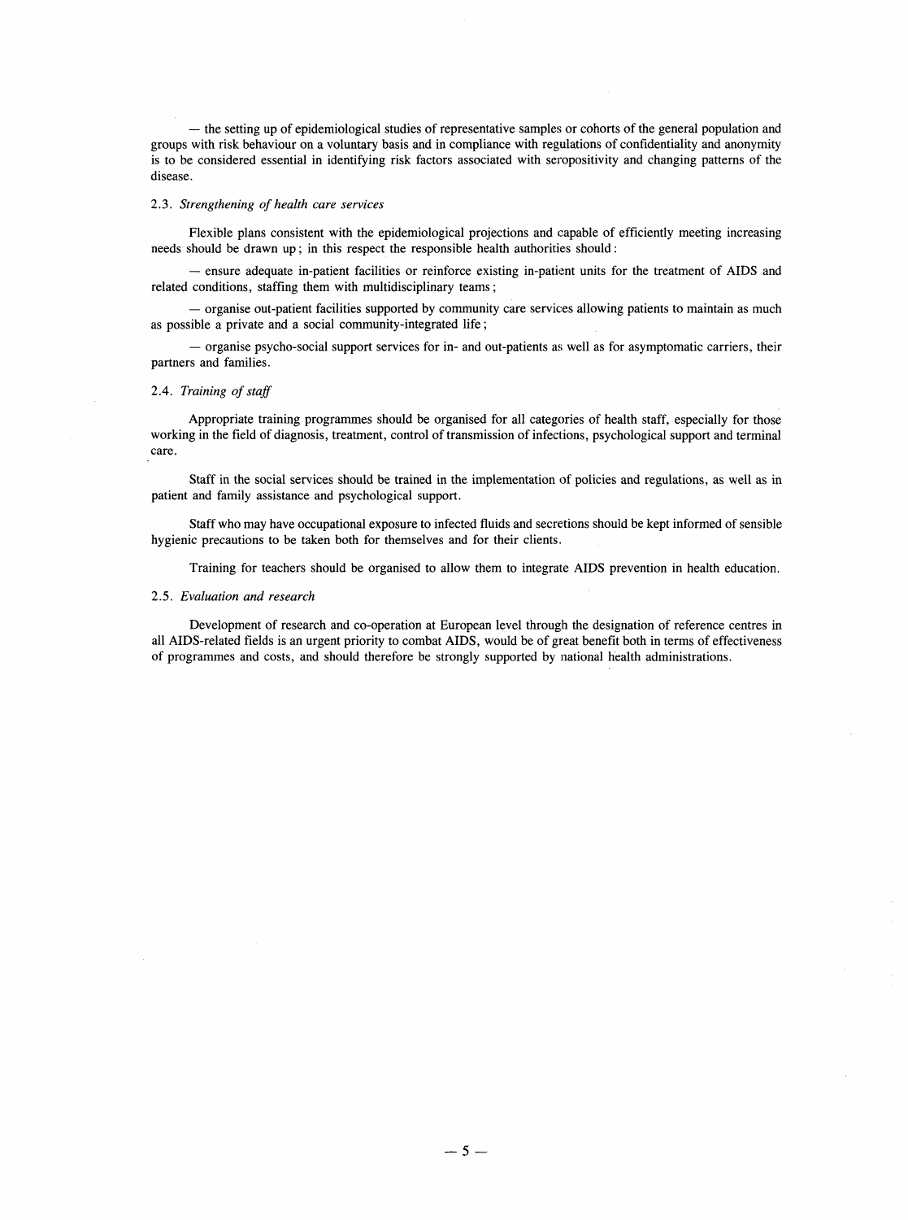— the setting up of epidemiological studies of representative samples or cohorts of the general population and groups with risk behaviour on a voluntary basis and in compliance with regulations of confidentiality and anonymity is to be considered essential in identifying risk factors associated with seropositivity and changing patterns of the disease.

### 2.3. *Strengthening of health care services*

Flexible plans consistent with the epidemiological projections and capable of efficiently meeting increasing needs should be drawn up ; in this respect the responsible health authorities should :

— ensure adequate in-patient facilities or reinforce existing in-patient units for the treatment of AIDS and related conditions, staffing them with multidisciplinary teams ;

— organise out-patient facilities supported by community care services allowing patients to maintain as much as possible a private and a social community-integrated life ;

— organise psycho-social support services for in- and out-patients as well as for asymptomatic carriers, their partners and families.

### 2.4. *Training of staff*

Appropriate training programmes should be organised for all categories of health staff, especially for those working in the field of diagnosis, treatment, control of transmission of infections, psychological support and terminal care.

Staff in the social services should be trained in the implementation of policies and regulations, as well as in patient and family assistance and psychological support.

Staff who may have occupational exposure to infected fluids and secretions should be kept informed of sensible hygienic precautions to be taken both for themselves and for their clients.

Training for teachers should be organised to allow them to integrate AIDS prevention in health education.

### 2.5. *Evaluation and research*

Development of research and co-operation at European level through the designation of reference centres in all AIDS-related fields is an urgent priority to combat AIDS, would be of great benefit both in terms of effectiveness of programmes and costs, and should therefore be strongly supported by national health administrations.